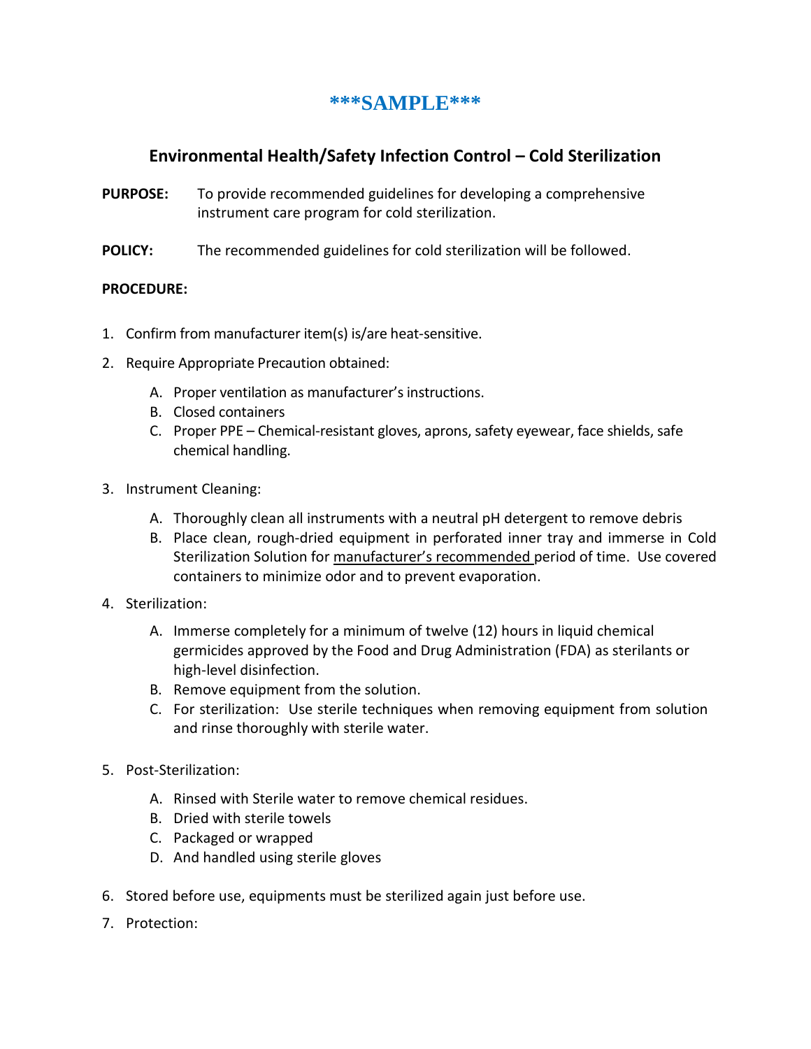# ***SAMPLE***

## Environmental Health/Safety Infection Control – Cold Sterilization

**PURPOSE:** To provide recommended guidelines for developing a comprehensive instrument care program for cold sterilization.

**POLICY:** The recommended guidelines for cold sterilization will be followed.

**PROCEDURE:**

1. Confirm from manufacturer item(s) is/are heat-sensitive.
2. Require Appropriate Precaution obtained:
   - A. Proper ventilation as manufacturer's instructions.
   - B. Closed containers
   - C. Proper PPE – Chemical-resistant gloves, aprons, safety eyewear, face shields, safe chemical handling.
3. Instrument Cleaning:
   - A. Thoroughly clean all instruments with a neutral pH detergent to remove debris
   - B. Place clean, rough-dried equipment in perforated inner tray and immerse in Cold Sterilization Solution for <u>manufacturer's recommended</u> period of time. Use covered containers to minimize odor and to prevent evaporation.
4. Sterilization:
   - A. Immerse completely for a minimum of twelve (12) hours in liquid chemical germicides approved by the Food and Drug Administration (FDA) as sterilants or high-level disinfection.
   - B. Remove equipment from the solution.
   - C. For sterilization: Use sterile techniques when removing equipment from solution and rinse thoroughly with sterile water.
5. Post-Sterilization:
   - A. Rinsed with Sterile water to remove chemical residues.
   - B. Dried with sterile towels
   - C. Packaged or wrapped
   - D. And handled using sterile gloves
6. Stored before use, equipments must be sterilized again just before use.
7. Protection: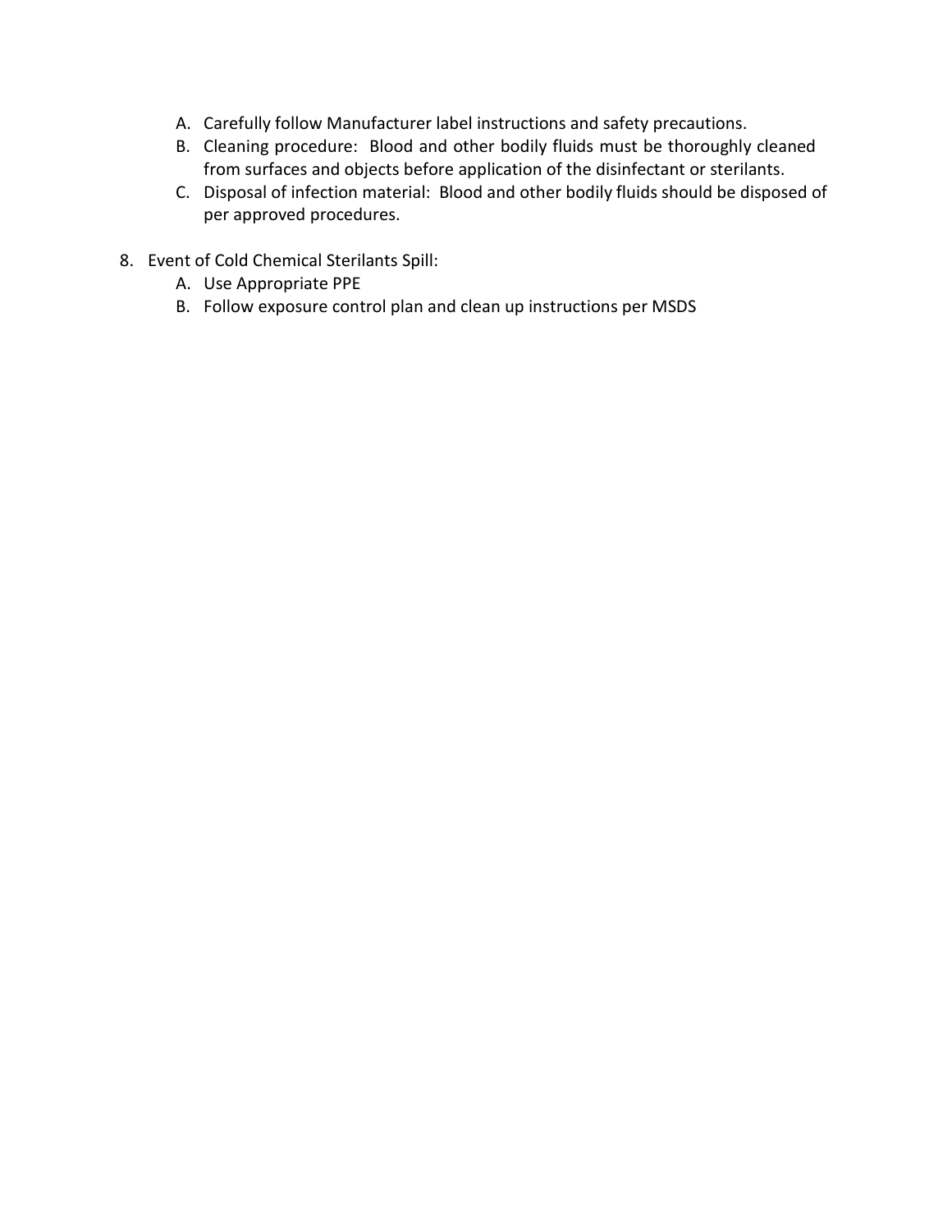A. Carefully follow Manufacturer label instructions and safety precautions.
B. Cleaning procedure: Blood and other bodily fluids must be thoroughly cleaned from surfaces and objects before application of the disinfectant or sterilants.
C. Disposal of infection material: Blood and other bodily fluids should be disposed of per approved procedures.

8. Event of Cold Chemical Sterilants Spill:
   A. Use Appropriate PPE
   B. Follow exposure control plan and clean up instructions per MSDS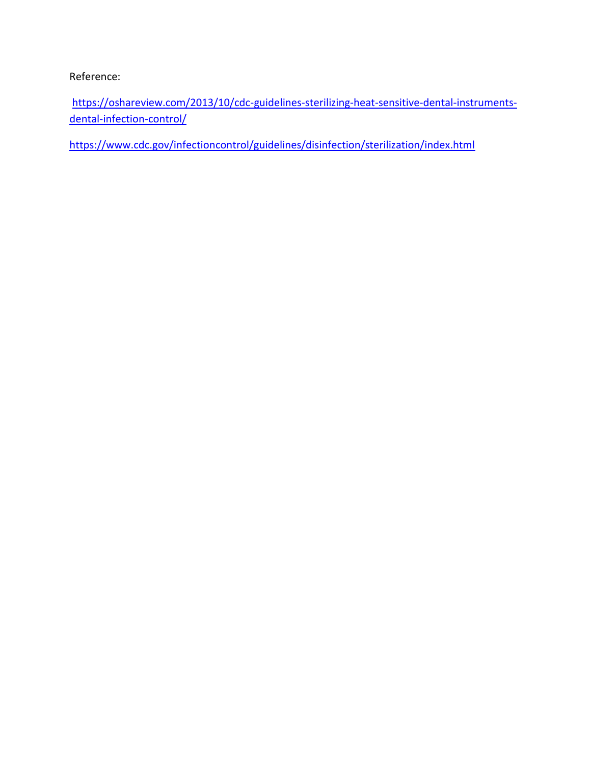Reference:

https://oshareview.com/2013/10/cdc-guidelines-sterilizing-heat-sensitive-dental-instruments-dental-infection-control/

https://www.cdc.gov/infectioncontrol/guidelines/disinfection/sterilization/index.html